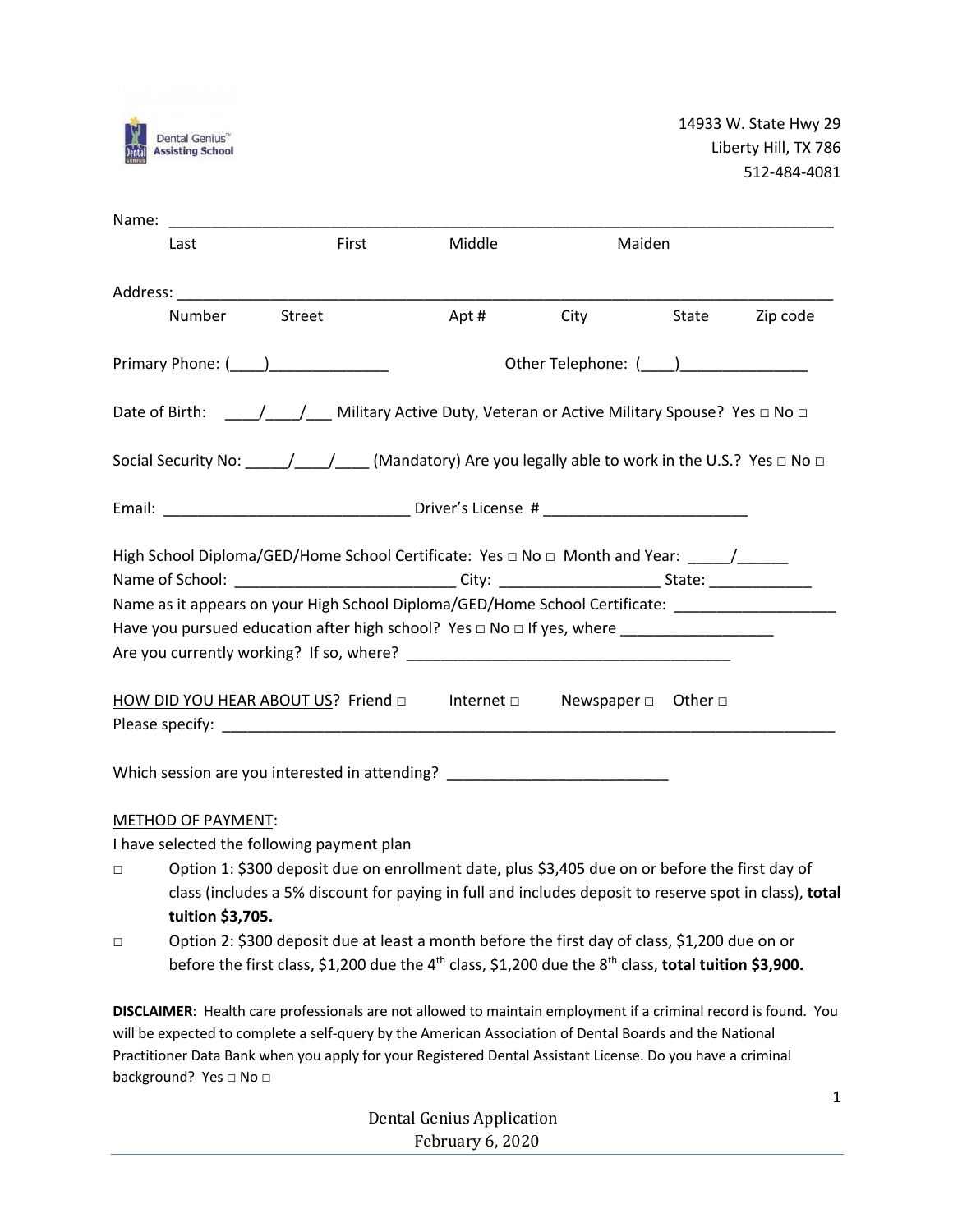Dental Genius™ Assisting School

14933 W. State Hwy 29
Liberty Hill, TX 786
512-484-4081

Name: ___________________________________________________________________________
Last First Middle Maiden

Address: _________________________________________________________________________
Number Street Apt # City State Zip code

Primary Phone: (____)______________ Other Telephone: (____)_______________

Date of Birth: ____/____/___ Military Active Duty, Veteran or Active Military Spouse? Yes □ No □

Social Security No: _____/____/____ (Mandatory) Are you legally able to work in the U.S.? Yes □ No □

Email: ____________________________ Driver's License # _______________________

High School Diploma/GED/Home School Certificate: Yes □ No □ Month and Year: _____/______
Name of School: _________________________ City: __________________ State: ____________
Name as it appears on your High School Diploma/GED/Home School Certificate: __________________
Have you pursued education after high school? Yes □ No □ If yes, where _________________
Are you currently working? If so, where? _____________________________________

HOW DID YOU HEAR ABOUT US? Friend □ Internet □ Newspaper □ Other □
Please specify: _______________________________________________________________________

Which session are you interested in attending? _________________________

METHOD OF PAYMENT:
I have selected the following payment plan

□ Option 1: $300 deposit due on enrollment date, plus $3,405 due on or before the first day of class (includes a 5% discount for paying in full and includes deposit to reserve spot in class), **total tuition $3,705.**

□ Option 2: $300 deposit due at least a month before the first day of class, $1,200 due on or before the first class, $1,200 due the 4th class, $1,200 due the 8th class, **total tuition $3,900.**

**DISCLAIMER**: Health care professionals are not allowed to maintain employment if a criminal record is found. You will be expected to complete a self-query by the American Association of Dental Boards and the National Practitioner Data Bank when you apply for your Registered Dental Assistant License. Do you have a criminal background? Yes □ No □

Dental Genius Application
February 6, 2020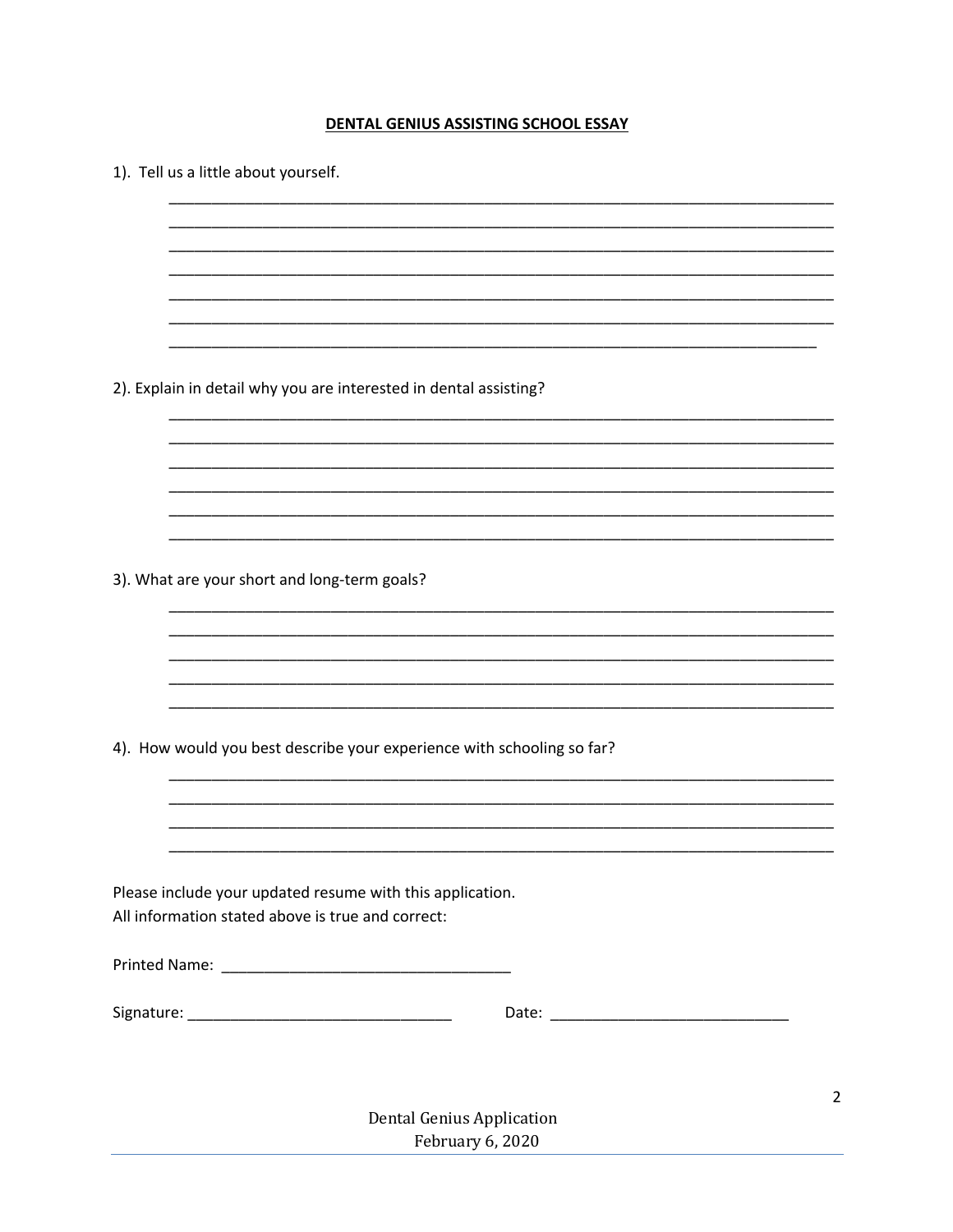**DENTAL GENIUS ASSISTING SCHOOL ESSAY**

1). Tell us a little about yourself.

_______________________________________________________________________________

_______________________________________________________________________________

_______________________________________________________________________________

_______________________________________________________________________________

_______________________________________________________________________________

_______________________________________________________________________________

_______________________________________________________________________________

2). Explain in detail why you are interested in dental assisting?

_______________________________________________________________________________

_______________________________________________________________________________

_______________________________________________________________________________

_______________________________________________________________________________

_______________________________________________________________________________

_______________________________________________________________________________

3). What are your short and long-term goals?

_______________________________________________________________________________

_______________________________________________________________________________

_______________________________________________________________________________

_______________________________________________________________________________

_______________________________________________________________________________

4). How would you best describe your experience with schooling so far?

_______________________________________________________________________________

_______________________________________________________________________________

_______________________________________________________________________________

_______________________________________________________________________________

Please include your updated resume with this application.
All information stated above is true and correct:

Printed Name: ___________________________________

Signature: ________________________________ Date: ____________________________

Dental Genius Application
February 6, 2020